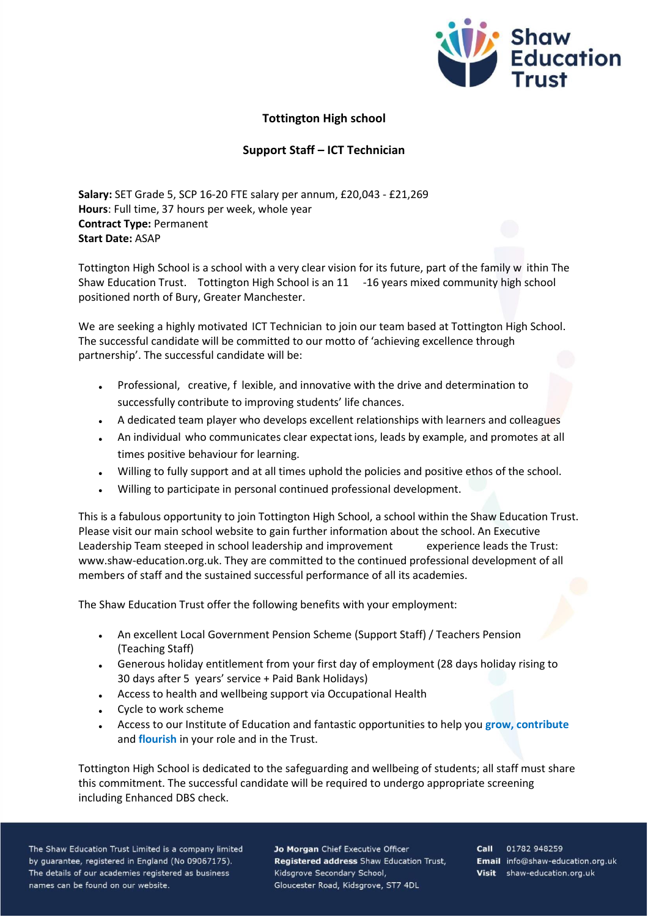## Tottington High school

### Support Staff – ICT Technician

**Salary:** SET Grade 5, SCP 16-20 FTE salary per annum, £20,043 - £21,269
**Hours**: Full time, 37 hours per week, whole year
**Contract Type:** Permanent
**Start Date:** ASAP

Tottington High School is a school with a very clear vision for its future, part of the family within The Shaw Education Trust. Tottington High School is an 11-16 years mixed community high school positioned north of Bury, Greater Manchester.

We are seeking a highly motivated ICT Technician to join our team based at Tottington High School. The successful candidate will be committed to our motto of 'achieving excellence through partnership'. The successful candidate will be:

- Professional, creative, flexible, and innovative with the drive and determination to successfully contribute to improving students' life chances.
- A dedicated team player who develops excellent relationships with learners and colleagues
- An individual who communicates clear expectations, leads by example, and promotes at all times positive behaviour for learning.
- Willing to fully support and at all times uphold the policies and positive ethos of the school.
- Willing to participate in personal continued professional development.

This is a fabulous opportunity to join Tottington High School, a school within the Shaw Education Trust. Please visit our main school website to gain further information about the school. An Executive Leadership Team steeped in school leadership and improvement experience leads the Trust: www.shaw-education.org.uk. They are committed to the continued professional development of all members of staff and the sustained successful performance of all its academies.

The Shaw Education Trust offer the following benefits with your employment:

- An excellent Local Government Pension Scheme (Support Staff) / Teachers Pension (Teaching Staff)
- Generous holiday entitlement from your first day of employment (28 days holiday rising to 30 days after 5 years' service + Paid Bank Holidays)
- Access to health and wellbeing support via Occupational Health
- Cycle to work scheme
- Access to our Institute of Education and fantastic opportunities to help you **grow, contribute** and **flourish** in your role and in the Trust.

Tottington High School is dedicated to the safeguarding and wellbeing of students; all staff must share this commitment. The successful candidate will be required to undergo appropriate screening including Enhanced DBS check.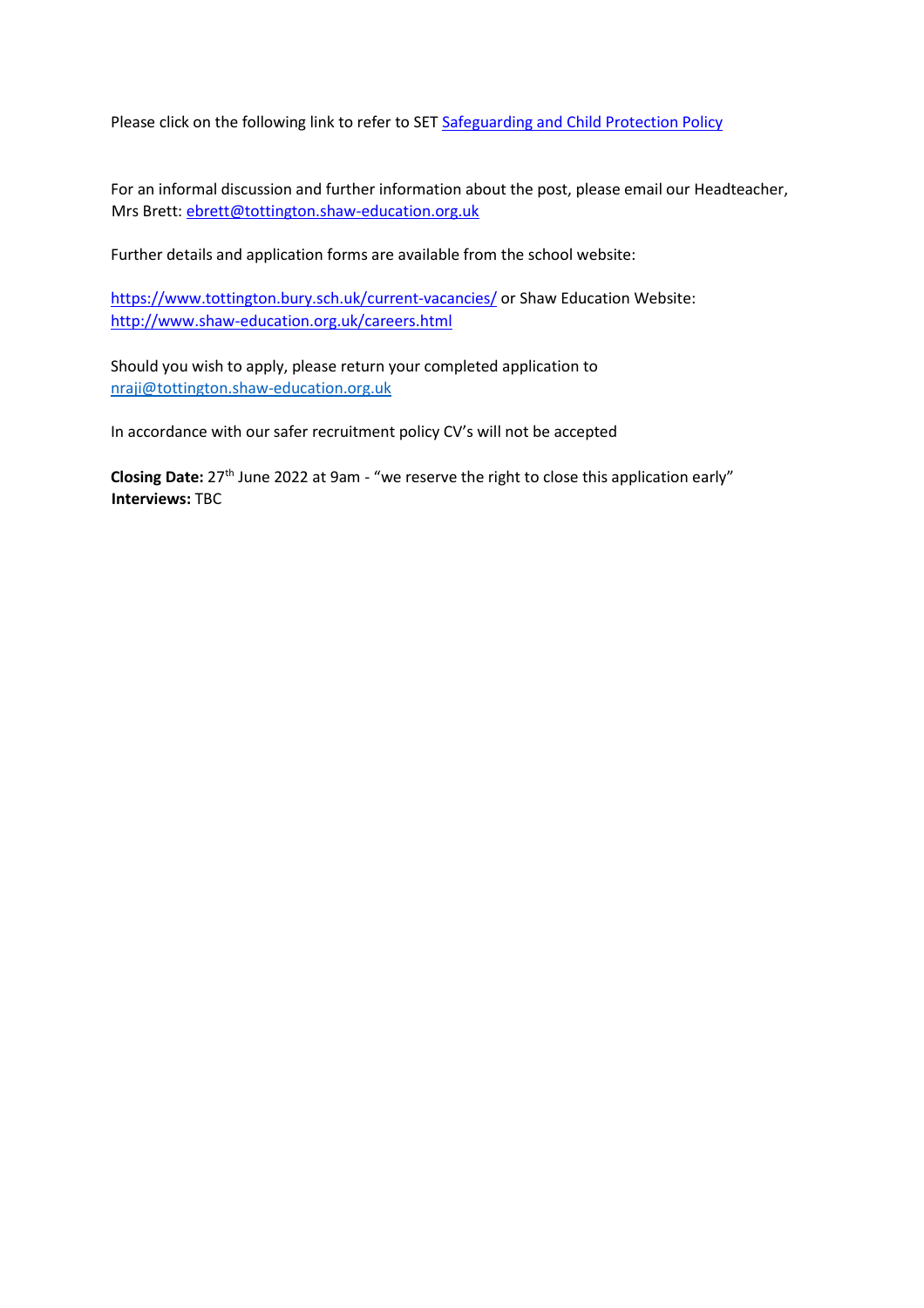Please click on the following link to refer to SET [Safeguarding and Child Protection Policy]

For an informal discussion and further information about the post, please email our Headteacher, Mrs Brett: ebrett@tottington.shaw-education.org.uk

Further details and application forms are available from the school website:

https://www.tottington.bury.sch.uk/current-vacancies/ or Shaw Education Website: http://www.shaw-education.org.uk/careers.html

Should you wish to apply, please return your completed application to nraji@tottington.shaw-education.org.uk

In accordance with our safer recruitment policy CV's will not be accepted

**Closing Date:** 27th June 2022 at 9am - "we reserve the right to close this application early"
**Interviews:** TBC